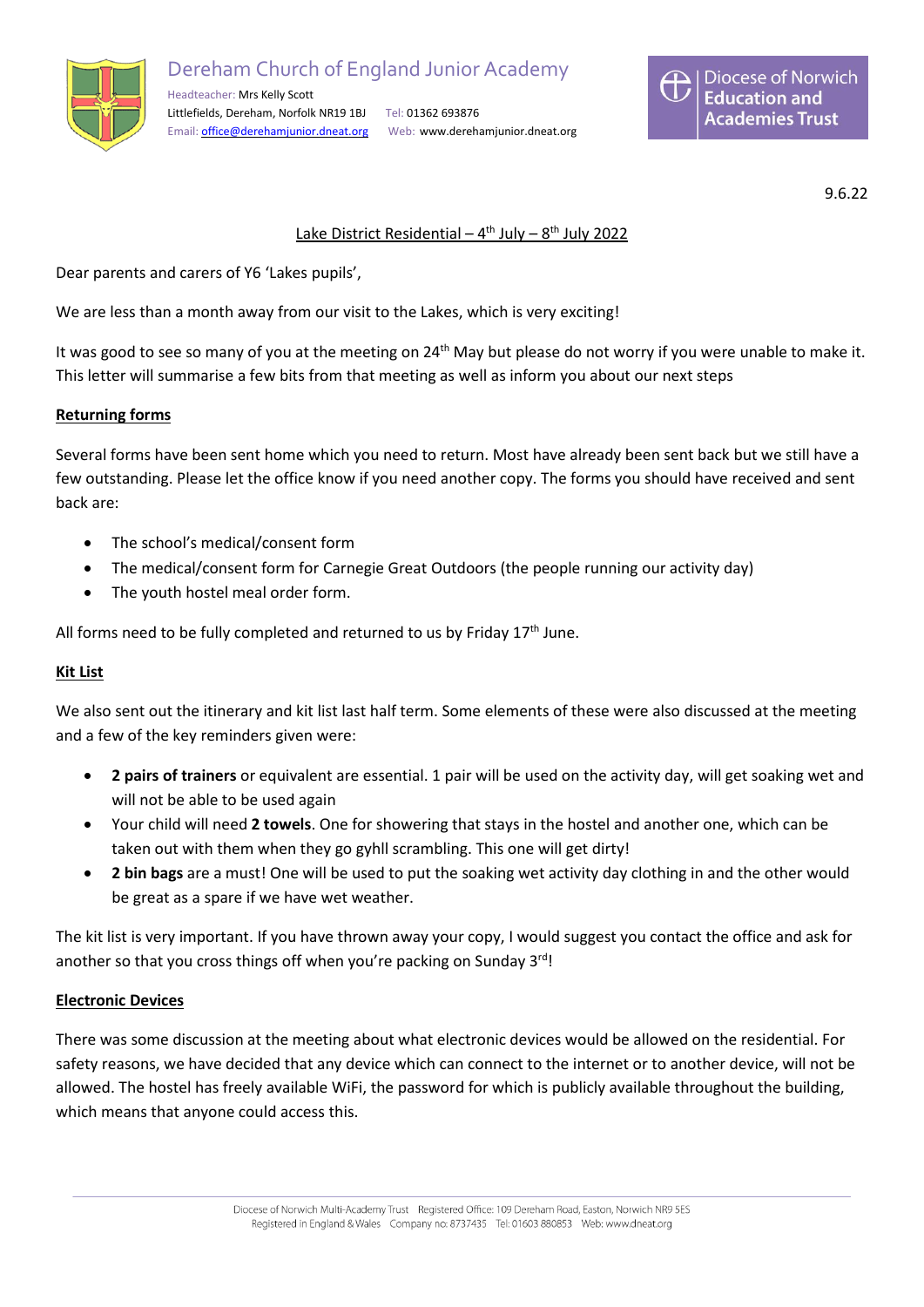Dereham Church of England Junior Academy

Headteacher: Mrs Kelly Scott
Littlefields, Dereham, Norfolk NR19 1BJ Tel: 01362 693876
Email: office@derehamjunior.dneat.org Web: www.derehamjunior.dneat.org

Diocese of Norwich Education and Academies Trust

9.6.22

Lake District Residential – 4th July – 8th July 2022

Dear parents and carers of Y6 'Lakes pupils',

We are less than a month away from our visit to the Lakes, which is very exciting!

It was good to see so many of you at the meeting on 24th May but please do not worry if you were unable to make it. This letter will summarise a few bits from that meeting as well as inform you about our next steps

**Returning forms**

Several forms have been sent home which you need to return. Most have already been sent back but we still have a few outstanding. Please let the office know if you need another copy. The forms you should have received and sent back are:

- The school's medical/consent form
- The medical/consent form for Carnegie Great Outdoors (the people running our activity day)
- The youth hostel meal order form.

All forms need to be fully completed and returned to us by Friday 17th June.

**Kit List**

We also sent out the itinerary and kit list last half term. Some elements of these were also discussed at the meeting and a few of the key reminders given were:

- **2 pairs of trainers** or equivalent are essential. 1 pair will be used on the activity day, will get soaking wet and will not be able to be used again
- Your child will need **2 towels**. One for showering that stays in the hostel and another one, which can be taken out with them when they go gyhll scrambling. This one will get dirty!
- **2 bin bags** are a must! One will be used to put the soaking wet activity day clothing in and the other would be great as a spare if we have wet weather.

The kit list is very important. If you have thrown away your copy, I would suggest you contact the office and ask for another so that you cross things off when you're packing on Sunday 3rd!

**Electronic Devices**

There was some discussion at the meeting about what electronic devices would be allowed on the residential. For safety reasons, we have decided that any device which can connect to the internet or to another device, will not be allowed. The hostel has freely available WiFi, the password for which is publicly available throughout the building, which means that anyone could access this.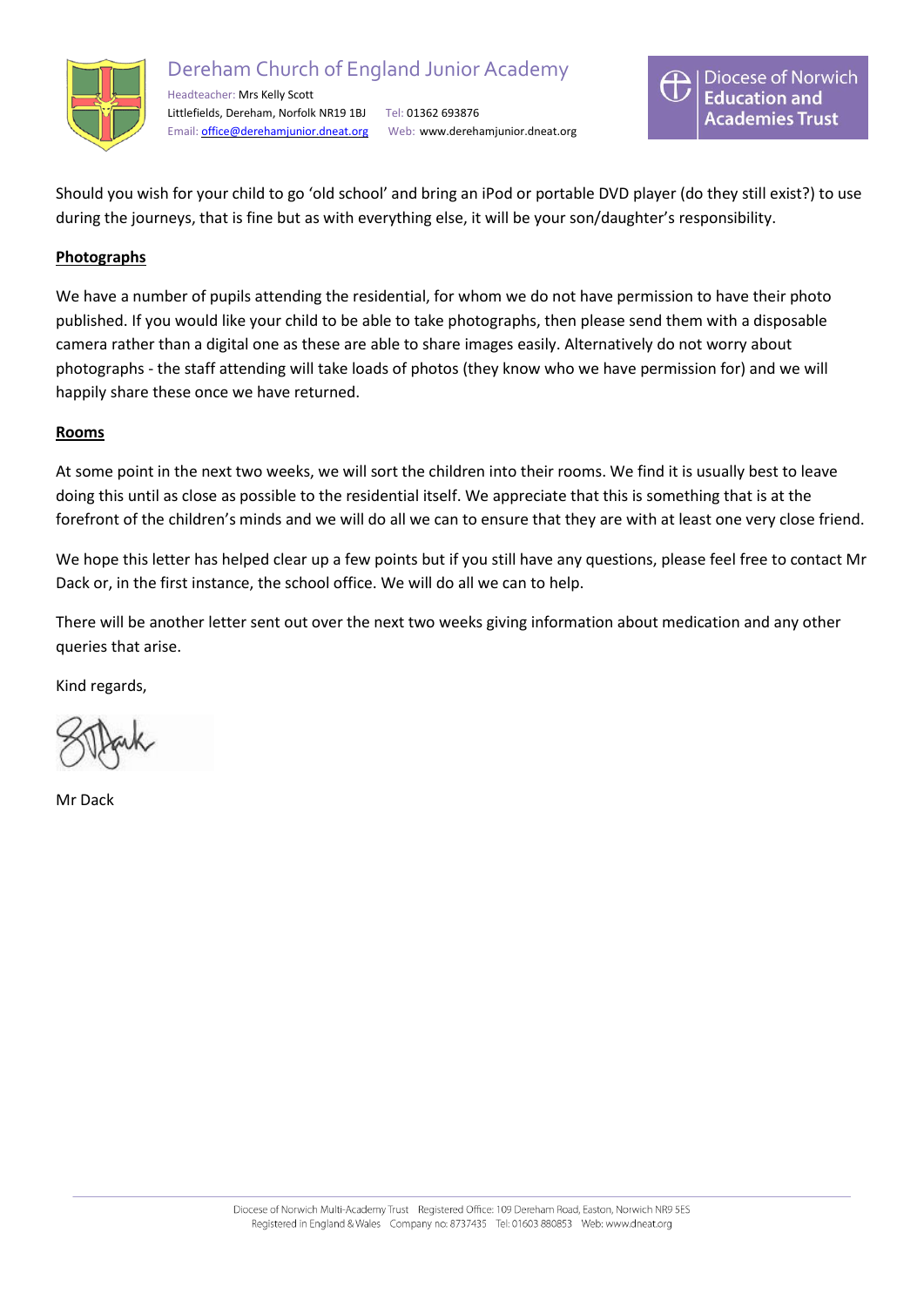Should you wish for your child to go 'old school' and bring an iPod or portable DVD player (do they still exist?) to use during the journeys, that is fine but as with everything else, it will be your son/daughter's responsibility.

**Photographs**

We have a number of pupils attending the residential, for whom we do not have permission to have their photo published. If you would like your child to be able to take photographs, then please send them with a disposable camera rather than a digital one as these are able to share images easily. Alternatively do not worry about photographs - the staff attending will take loads of photos (they know who we have permission for) and we will happily share these once we have returned.

**Rooms**

At some point in the next two weeks, we will sort the children into their rooms. We find it is usually best to leave doing this until as close as possible to the residential itself. We appreciate that this is something that is at the forefront of the children's minds and we will do all we can to ensure that they are with at least one very close friend.

We hope this letter has helped clear up a few points but if you still have any questions, please feel free to contact Mr Dack or, in the first instance, the school office. We will do all we can to help.

There will be another letter sent out over the next two weeks giving information about medication and any other queries that arise.

Kind regards,

Mr Dack